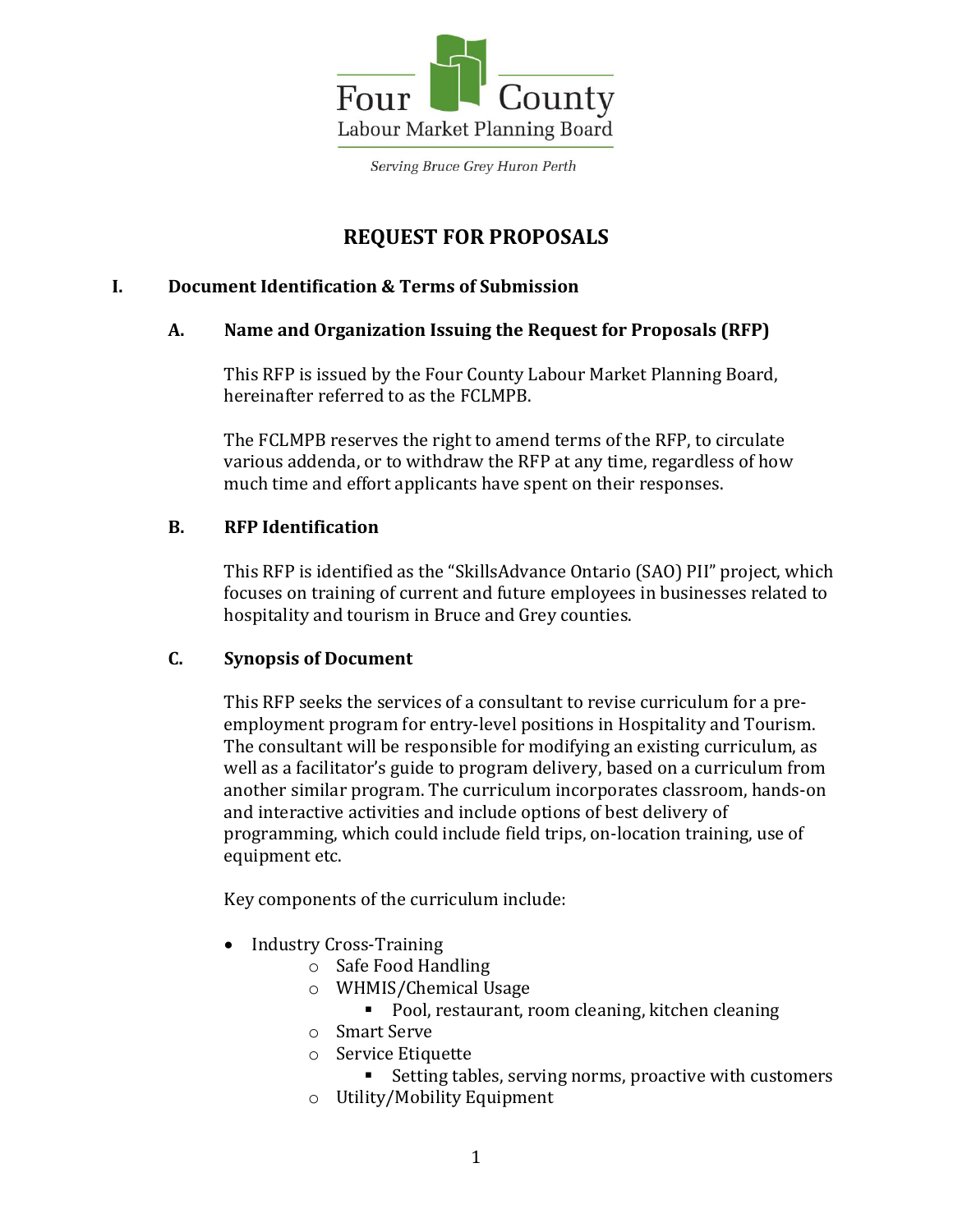Four County
Labour Market Planning Board

*Serving Bruce Grey Huron Perth*

# REQUEST FOR PROPOSALS

## I. Document Identification & Terms of Submission

### A. Name and Organization Issuing the Request for Proposals (RFP)

This RFP is issued by the Four County Labour Market Planning Board, hereinafter referred to as the FCLMPB.

The FCLMPB reserves the right to amend terms of the RFP, to circulate various addenda, or to withdraw the RFP at any time, regardless of how much time and effort applicants have spent on their responses.

### B. RFP Identification

This RFP is identified as the "SkillsAdvance Ontario (SAO) PII" project, which focuses on training of current and future employees in businesses related to hospitality and tourism in Bruce and Grey counties.

### C. Synopsis of Document

This RFP seeks the services of a consultant to revise curriculum for a pre-employment program for entry-level positions in Hospitality and Tourism. The consultant will be responsible for modifying an existing curriculum, as well as a facilitator's guide to program delivery, based on a curriculum from another similar program. The curriculum incorporates classroom, hands-on and interactive activities and include options of best delivery of programming, which could include field trips, on-location training, use of equipment etc.

Key components of the curriculum include:

- Industry Cross-Training
  - Safe Food Handling
  - WHMIS/Chemical Usage
    - Pool, restaurant, room cleaning, kitchen cleaning
  - Smart Serve
  - Service Etiquette
    - Setting tables, serving norms, proactive with customers
  - Utility/Mobility Equipment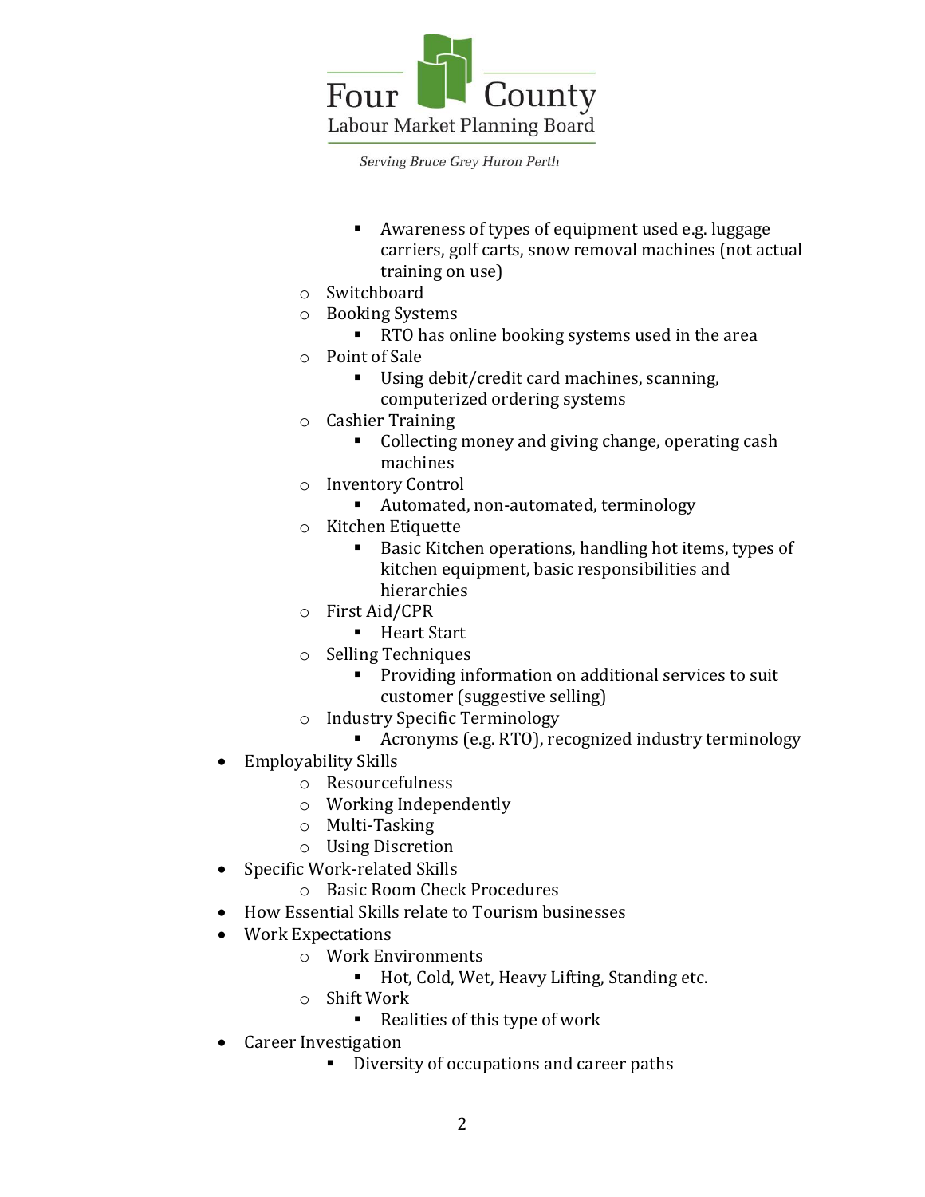- Awareness of types of equipment used e.g. luggage carriers, golf carts, snow removal machines (not actual training on use)
    - Switchboard
    - Booking Systems
        - RTO has online booking systems used in the area
    - Point of Sale
        - Using debit/credit card machines, scanning, computerized ordering systems
    - Cashier Training
        - Collecting money and giving change, operating cash machines
    - Inventory Control
        - Automated, non-automated, terminology
    - Kitchen Etiquette
        - Basic Kitchen operations, handling hot items, types of kitchen equipment, basic responsibilities and hierarchies
    - First Aid/CPR
        - Heart Start
    - Selling Techniques
        - Providing information on additional services to suit customer (suggestive selling)
    - Industry Specific Terminology
        - Acronyms (e.g. RTO), recognized industry terminology
- Employability Skills
    - Resourcefulness
    - Working Independently
    - Multi-Tasking
    - Using Discretion
- Specific Work-related Skills
    - Basic Room Check Procedures
- How Essential Skills relate to Tourism businesses
- Work Expectations
    - Work Environments
        - Hot, Cold, Wet, Heavy Lifting, Standing etc.
    - Shift Work
        - Realities of this type of work
- Career Investigation
    - Diversity of occupations and career paths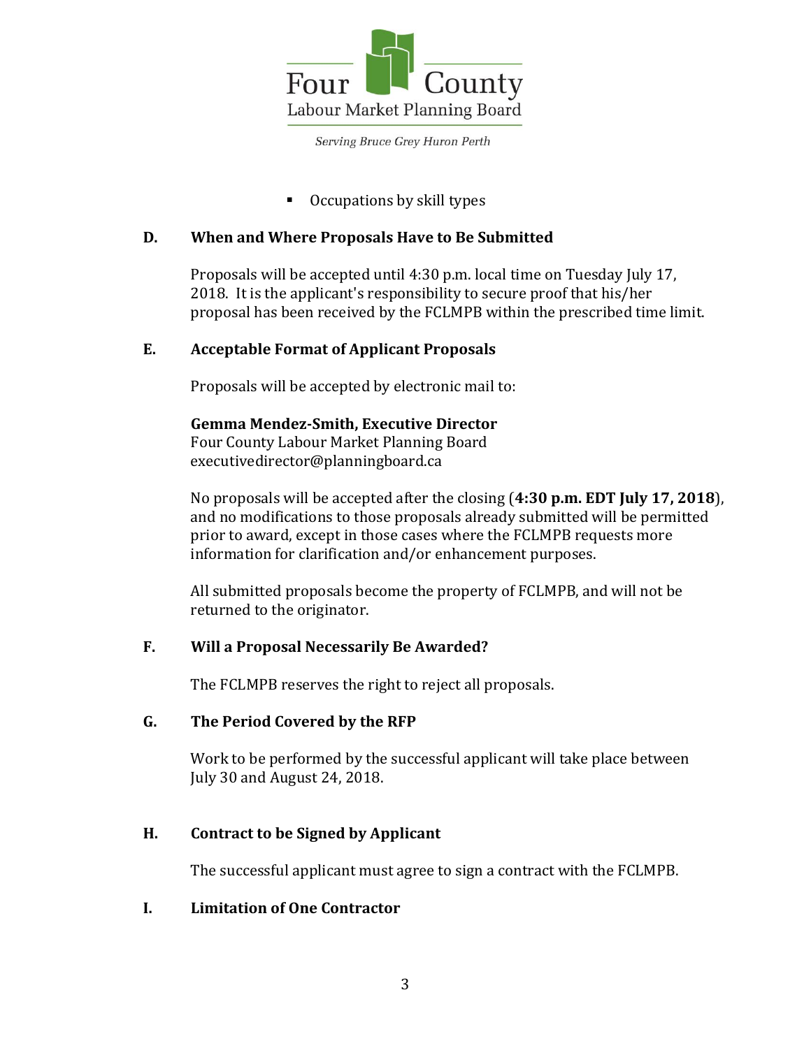- Occupations by skill types

## D. When and Where Proposals Have to Be Submitted

Proposals will be accepted until 4:30 p.m. local time on Tuesday July 17, 2018. It is the applicant's responsibility to secure proof that his/her proposal has been received by the FCLMPB within the prescribed time limit.

## E. Acceptable Format of Applicant Proposals

Proposals will be accepted by electronic mail to:

**Gemma Mendez-Smith, Executive Director**
Four County Labour Market Planning Board
executivedirector@planningboard.ca

No proposals will be accepted after the closing (**4:30 p.m. EDT July 17, 2018**), and no modifications to those proposals already submitted will be permitted prior to award, except in those cases where the FCLMPB requests more information for clarification and/or enhancement purposes.

All submitted proposals become the property of FCLMPB, and will not be returned to the originator.

## F. Will a Proposal Necessarily Be Awarded?

The FCLMPB reserves the right to reject all proposals.

## G. The Period Covered by the RFP

Work to be performed by the successful applicant will take place between July 30 and August 24, 2018.

## H. Contract to be Signed by Applicant

The successful applicant must agree to sign a contract with the FCLMPB.

## I. Limitation of One Contractor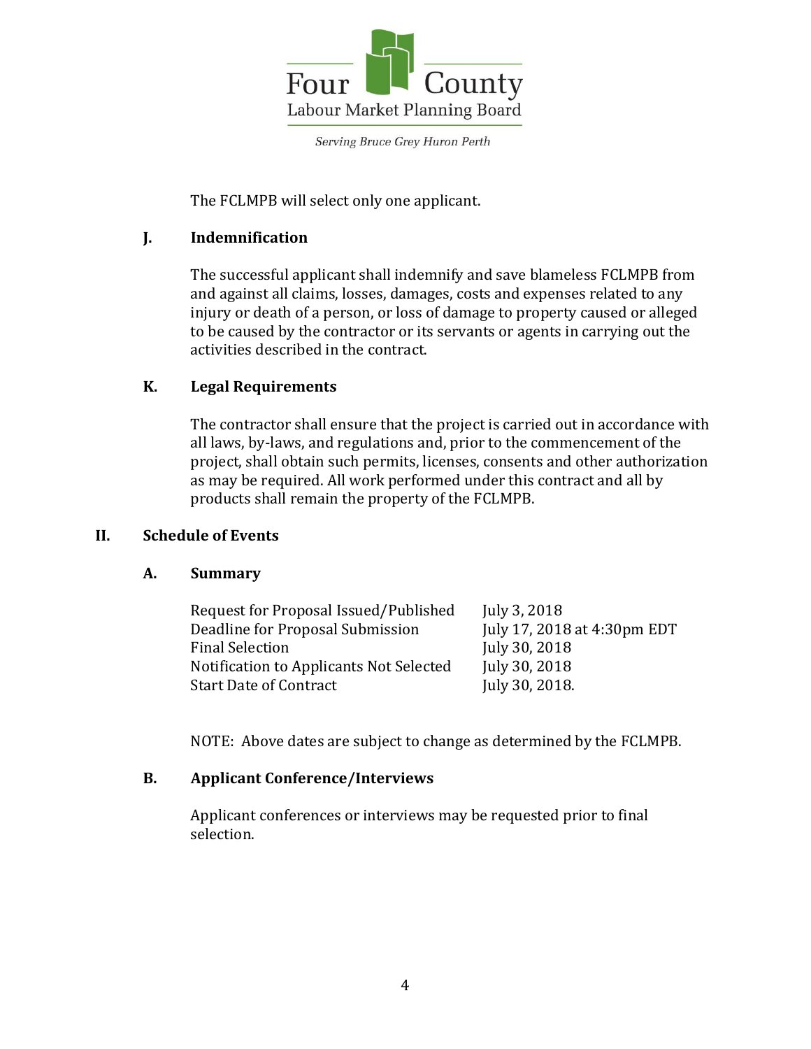The FCLMPB will select only one applicant.

### J. Indemnification

The successful applicant shall indemnify and save blameless FCLMPB from and against all claims, losses, damages, costs and expenses related to any injury or death of a person, or loss of damage to property caused or alleged to be caused by the contractor or its servants or agents in carrying out the activities described in the contract.

### K. Legal Requirements

The contractor shall ensure that the project is carried out in accordance with all laws, by-laws, and regulations and, prior to the commencement of the project, shall obtain such permits, licenses, consents and other authorization as may be required. All work performed under this contract and all by products shall remain the property of the FCLMPB.

## II. Schedule of Events

### A. Summary

| | |
|---|---|
| Request for Proposal Issued/Published | July 3, 2018 |
| Deadline for Proposal Submission | July 17, 2018 at 4:30pm EDT |
| Final Selection | July 30, 2018 |
| Notification to Applicants Not Selected | July 30, 2018 |
| Start Date of Contract | July 30, 2018. |

NOTE: Above dates are subject to change as determined by the FCLMPB.

### B. Applicant Conference/Interviews

Applicant conferences or interviews may be requested prior to final selection.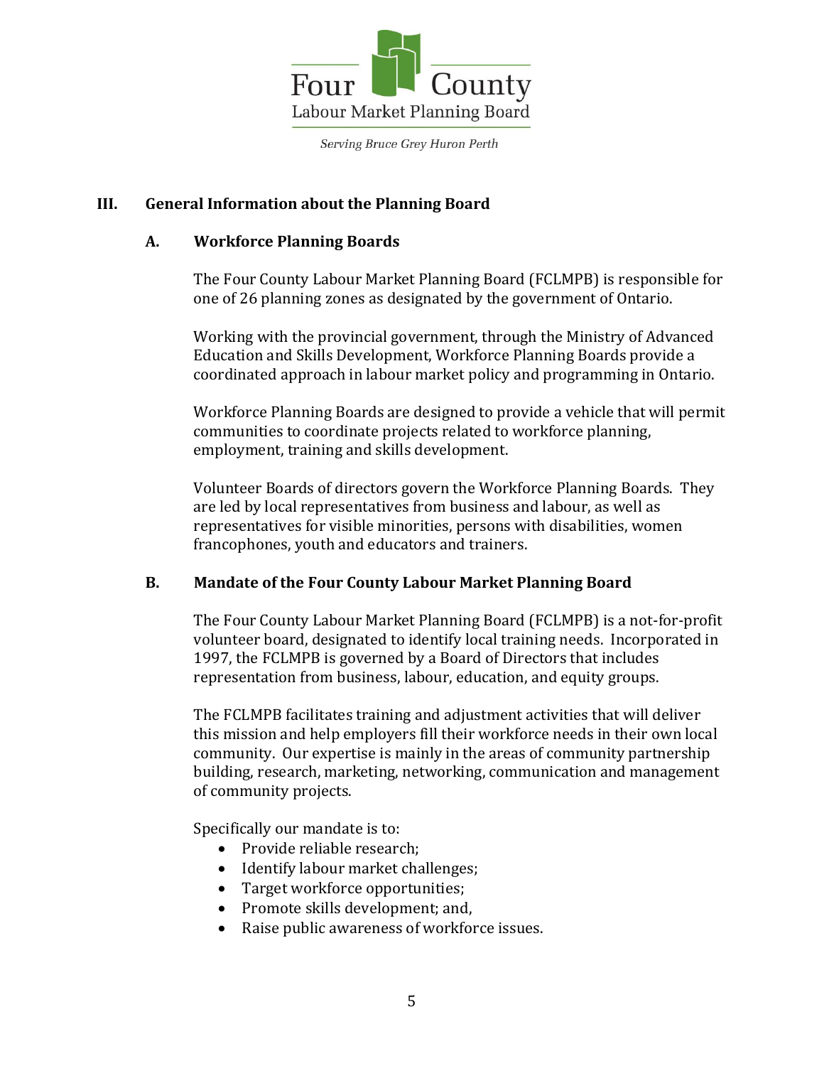Four County Labour Market Planning Board

*Serving Bruce Grey Huron Perth*

## III. General Information about the Planning Board

### A. Workforce Planning Boards

The Four County Labour Market Planning Board (FCLMPB) is responsible for one of 26 planning zones as designated by the government of Ontario.

Working with the provincial government, through the Ministry of Advanced Education and Skills Development, Workforce Planning Boards provide a coordinated approach in labour market policy and programming in Ontario.

Workforce Planning Boards are designed to provide a vehicle that will permit communities to coordinate projects related to workforce planning, employment, training and skills development.

Volunteer Boards of directors govern the Workforce Planning Boards. They are led by local representatives from business and labour, as well as representatives for visible minorities, persons with disabilities, women francophones, youth and educators and trainers.

### B. Mandate of the Four County Labour Market Planning Board

The Four County Labour Market Planning Board (FCLMPB) is a not-for-profit volunteer board, designated to identify local training needs. Incorporated in 1997, the FCLMPB is governed by a Board of Directors that includes representation from business, labour, education, and equity groups.

The FCLMPB facilitates training and adjustment activities that will deliver this mission and help employers fill their workforce needs in their own local community. Our expertise is mainly in the areas of community partnership building, research, marketing, networking, communication and management of community projects.

Specifically our mandate is to:

- Provide reliable research;
- Identify labour market challenges;
- Target workforce opportunities;
- Promote skills development; and,
- Raise public awareness of workforce issues.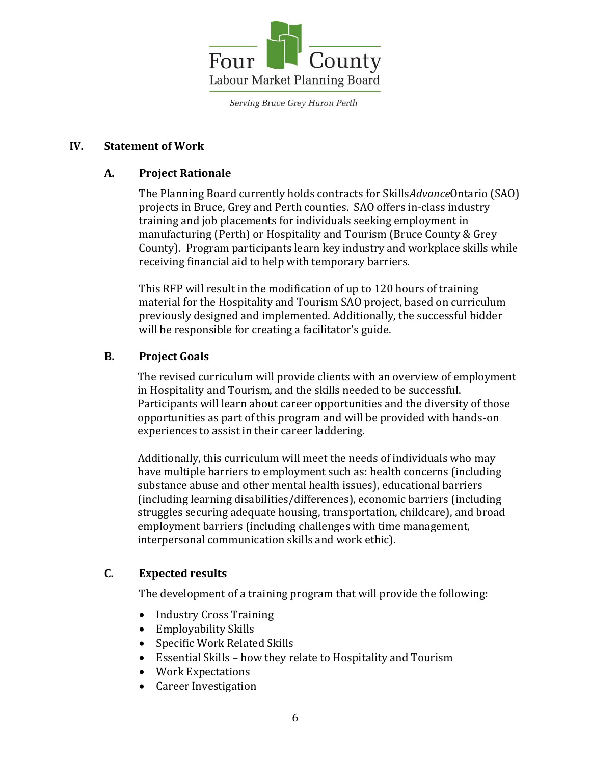## IV. Statement of Work

### A. Project Rationale

The Planning Board currently holds contracts for Skills*Advance*Ontario (SAO) projects in Bruce, Grey and Perth counties. SAO offers in-class industry training and job placements for individuals seeking employment in manufacturing (Perth) or Hospitality and Tourism (Bruce County & Grey County). Program participants learn key industry and workplace skills while receiving financial aid to help with temporary barriers.

This RFP will result in the modification of up to 120 hours of training material for the Hospitality and Tourism SAO project, based on curriculum previously designed and implemented. Additionally, the successful bidder will be responsible for creating a facilitator's guide.

### B. Project Goals

The revised curriculum will provide clients with an overview of employment in Hospitality and Tourism, and the skills needed to be successful. Participants will learn about career opportunities and the diversity of those opportunities as part of this program and will be provided with hands-on experiences to assist in their career laddering.

Additionally, this curriculum will meet the needs of individuals who may have multiple barriers to employment such as: health concerns (including substance abuse and other mental health issues), educational barriers (including learning disabilities/differences), economic barriers (including struggles securing adequate housing, transportation, childcare), and broad employment barriers (including challenges with time management, interpersonal communication skills and work ethic).

### C. Expected results

The development of a training program that will provide the following:

- Industry Cross Training
- Employability Skills
- Specific Work Related Skills
- Essential Skills – how they relate to Hospitality and Tourism
- Work Expectations
- Career Investigation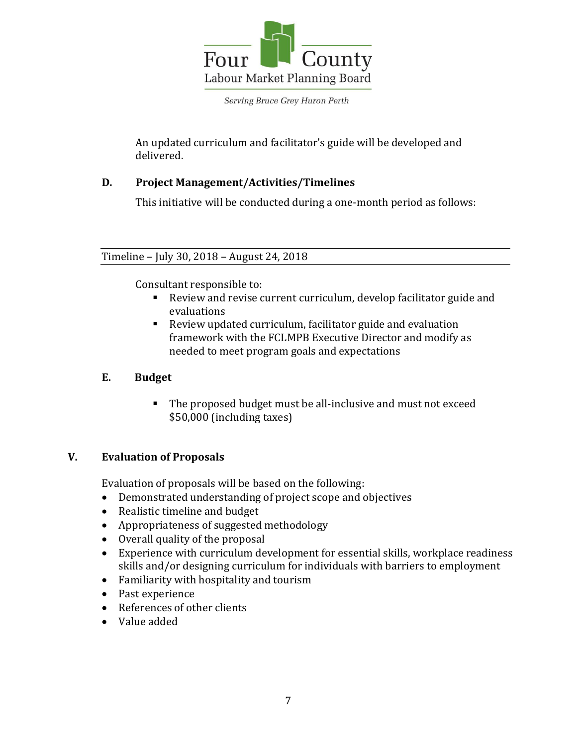An updated curriculum and facilitator's guide will be developed and delivered.

### D. Project Management/Activities/Timelines

This initiative will be conducted during a one-month period as follows:

| Timeline – July 30, 2018 – August 24, 2018 |
| --- |

Consultant responsible to:

- Review and revise current curriculum, develop facilitator guide and evaluations
- Review updated curriculum, facilitator guide and evaluation framework with the FCLMPB Executive Director and modify as needed to meet program goals and expectations

### E. Budget

- The proposed budget must be all-inclusive and must not exceed $50,000 (including taxes)

## V. Evaluation of Proposals

Evaluation of proposals will be based on the following:

- Demonstrated understanding of project scope and objectives
- Realistic timeline and budget
- Appropriateness of suggested methodology
- Overall quality of the proposal
- Experience with curriculum development for essential skills, workplace readiness skills and/or designing curriculum for individuals with barriers to employment
- Familiarity with hospitality and tourism
- Past experience
- References of other clients
- Value added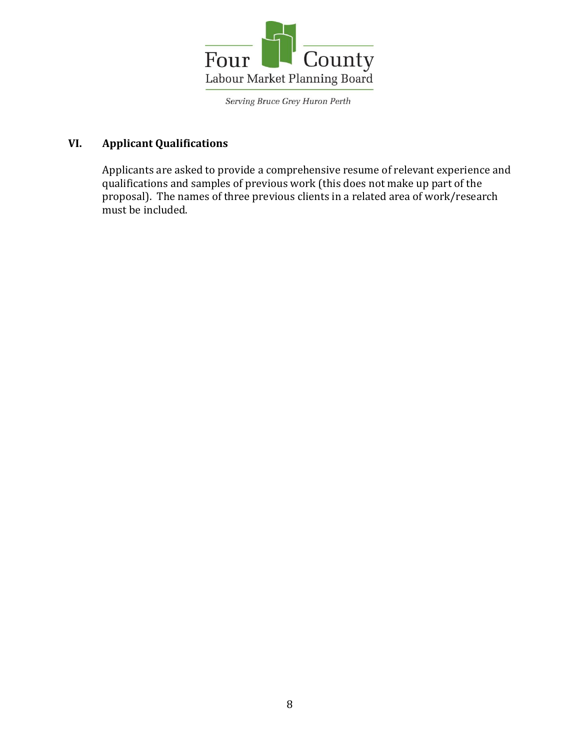## VI. Applicant Qualifications

Applicants are asked to provide a comprehensive resume of relevant experience and qualifications and samples of previous work (this does not make up part of the proposal). The names of three previous clients in a related area of work/research must be included.